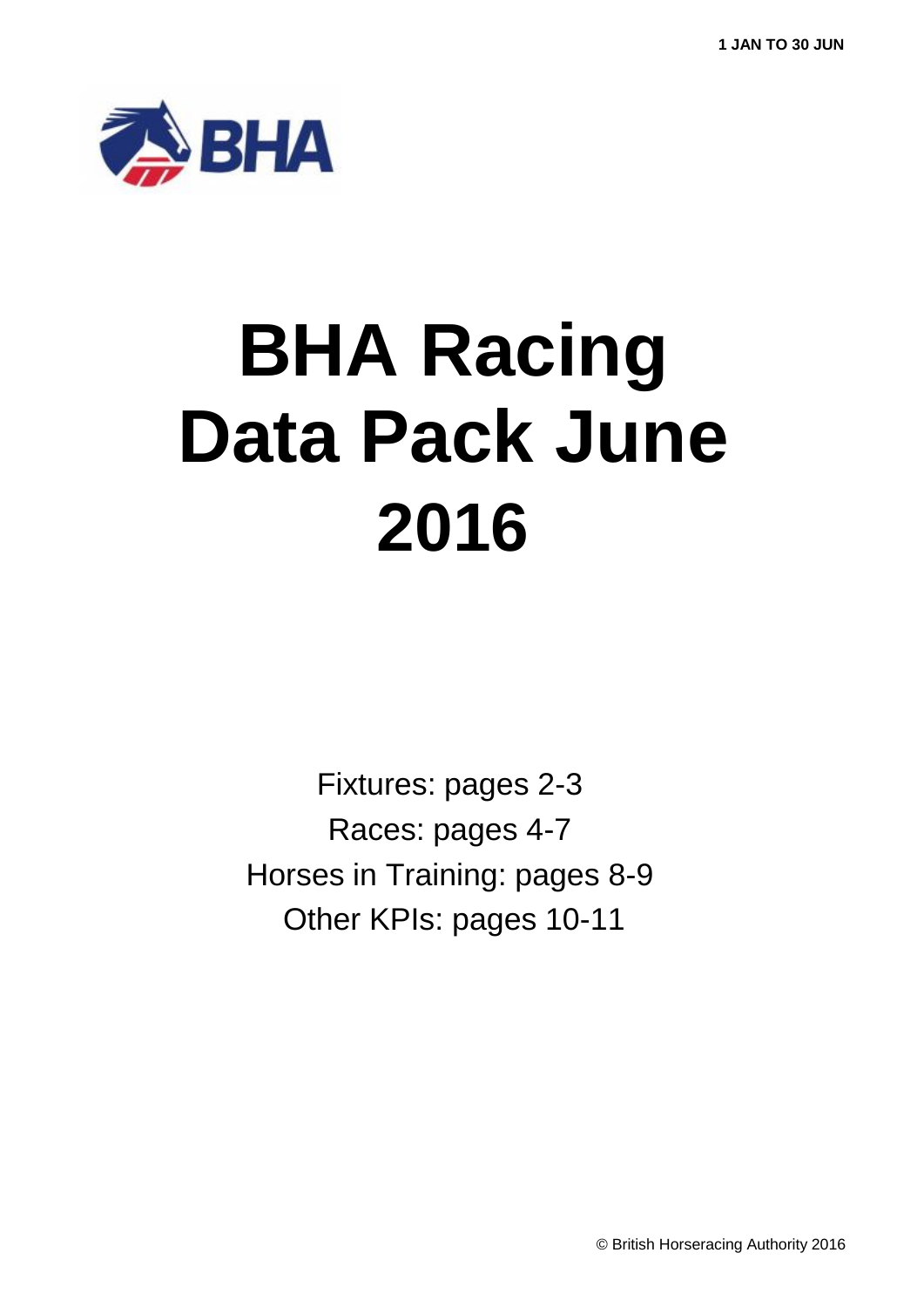1 JAN TO 30 JUN

# BHA Racing Data Pack June 2016

Fixtures: pages 2-3
Races: pages 4-7
Horses in Training: pages 8-9
Other KPIs: pages 10-11

© British Horseracing Authority 2016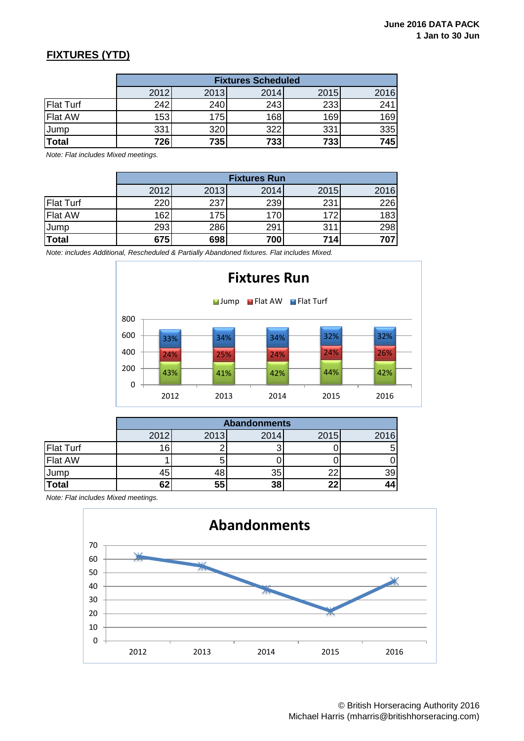**June 2016 DATA PACK**
**1 Jan to 30 Jun**

## FIXTURES (YTD)

| | Fixtures Scheduled | | | | |
|---|---|---|---|---|---|
| | 2012 | 2013 | 2014 | 2015 | 2016 |
| Flat Turf | 242 | 240 | 243 | 233 | 241 |
| Flat AW | 153 | 175 | 168 | 169 | 169 |
| Jump | 331 | 320 | 322 | 331 | 335 |
| **Total** | **726** | **735** | **733** | **733** | **745** |

*Note: Flat includes Mixed meetings.*

| | Fixtures Run | | | | |
|---|---|---|---|---|---|
| | 2012 | 2013 | 2014 | 2015 | 2016 |
| Flat Turf | 220 | 237 | 239 | 231 | 226 |
| Flat AW | 162 | 175 | 170 | 172 | 183 |
| Jump | 293 | 286 | 291 | 311 | 298 |
| **Total** | **675** | **698** | **700** | **714** | **707** |

*Note: includes Additional, Rescheduled & Partially Abandoned fixtures. Flat includes Mixed.*

**Fixtures Run**

| | 2012 | 2013 | 2014 | 2015 | 2016 |
|---|---|---|---|---|---|
| Flat Turf | 33% | 34% | 34% | 32% | 32% |
| Flat AW | 24% | 25% | 24% | 24% | 26% |
| Jump | 43% | 41% | 42% | 44% | 42% |

| | Abandonments | | | | |
|---|---|---|---|---|---|
| | 2012 | 2013 | 2014 | 2015 | 2016 |
| Flat Turf | 16 | 2 | 3 | 0 | 5 |
| Flat AW | 1 | 5 | 0 | 0 | 0 |
| Jump | 45 | 48 | 35 | 22 | 39 |
| **Total** | **62** | **55** | **38** | **22** | **44** |

*Note: Flat includes Mixed meetings.*

**Abandonments**

| 2012 | 2013 | 2014 | 2015 | 2016 |
|---|---|---|---|---|
| 62 | 55 | 38 | 22 | 44 |

© British Horseracing Authority 2016
Michael Harris (mharris@britishhorseracing.com)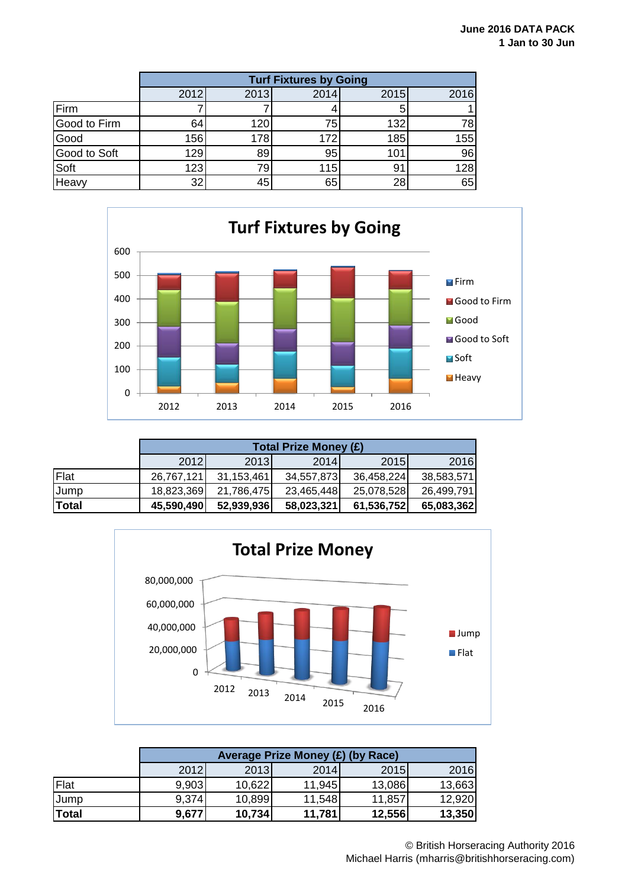**June 2016 DATA PACK**
**1 Jan to 30 Jun**

| | Turf Fixtures by Going | | | | |
|---|---|---|---|---|---|
| | 2012 | 2013 | 2014 | 2015 | 2016 |
| Firm | 7 | 7 | 4 | 5 | 1 |
| Good to Firm | 64 | 120 | 75 | 132 | 78 |
| Good | 156 | 178 | 172 | 185 | 155 |
| Good to Soft | 129 | 89 | 95 | 101 | 96 |
| Soft | 123 | 79 | 115 | 91 | 128 |
| Heavy | 32 | 45 | 65 | 28 | 65 |

| | Total Prize Money (£) | | | | |
|---|---|---|---|---|---|
| | 2012 | 2013 | 2014 | 2015 | 2016 |
| Flat | 26,767,121 | 31,153,461 | 34,557,873 | 36,458,224 | 38,583,571 |
| Jump | 18,823,369 | 21,786,475 | 23,465,448 | 25,078,528 | 26,499,791 |
| **Total** | **45,590,490** | **52,939,936** | **58,023,321** | **61,536,752** | **65,083,362** |

| | Average Prize Money (£) (by Race) | | | | |
|---|---|---|---|---|---|
| | 2012 | 2013 | 2014 | 2015 | 2016 |
| Flat | 9,903 | 10,622 | 11,945 | 13,086 | 13,663 |
| Jump | 9,374 | 10,899 | 11,548 | 11,857 | 12,920 |
| **Total** | **9,677** | **10,734** | **11,781** | **12,556** | **13,350** |

© British Horseracing Authority 2016
Michael Harris (mharris@britishhorseracing.com)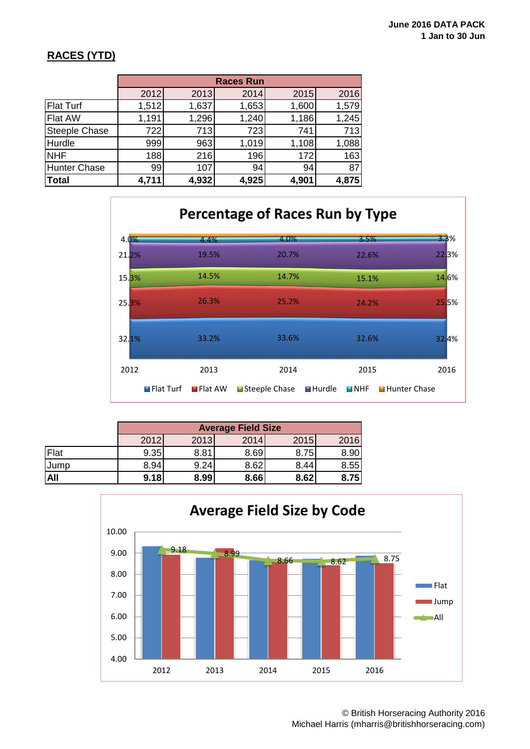June 2016 DATA PACK
1 Jan to 30 Jun

## RACES (YTD)

| | Races Run | | | | |
|---|---|---|---|---|---|
| | 2012 | 2013 | 2014 | 2015 | 2016 |
| Flat Turf | 1,512 | 1,637 | 1,653 | 1,600 | 1,579 |
| Flat AW | 1,191 | 1,296 | 1,240 | 1,186 | 1,245 |
| Steeple Chase | 722 | 713 | 723 | 741 | 713 |
| Hurdle | 999 | 963 | 1,019 | 1,108 | 1,088 |
| NHF | 188 | 216 | 196 | 172 | 163 |
| Hunter Chase | 99 | 107 | 94 | 94 | 87 |
| **Total** | **4,711** | **4,932** | **4,925** | **4,901** | **4,875** |

**Percentage of Races Run by Type**

| | 2012 | 2013 | 2014 | 2015 | 2016 |
|---|---|---|---|---|---|
| Flat Turf | 32.1% | 33.2% | 33.6% | 32.6% | 32.4% |
| Flat AW | 25.3% | 26.3% | 25.2% | 24.2% | 25.5% |
| Steeple Chase | 15.3% | 14.5% | 14.7% | 15.1% | 14.6% |
| Hurdle | 21.2% | 19.5% | 20.7% | 22.6% | 22.3% |
| NHF | 4.0% | 4.4% | 4.0% | 3.5% | 3.3% |

| | Average Field Size | | | | |
|---|---|---|---|---|---|
| | 2012 | 2013 | 2014 | 2015 | 2016 |
| Flat | 9.35 | 8.81 | 8.69 | 8.75 | 8.90 |
| Jump | 8.94 | 9.24 | 8.62 | 8.44 | 8.55 |
| **All** | **9.18** | **8.99** | **8.66** | **8.62** | **8.75** |

**Average Field Size by Code**

| | 2012 | 2013 | 2014 | 2015 | 2016 |
|---|---|---|---|---|---|
| All | 9.18 | 8.99 | 8.66 | 8.62 | 8.75 |

© British Horseracing Authority 2016
Michael Harris (mharris@britishhorseracing.com)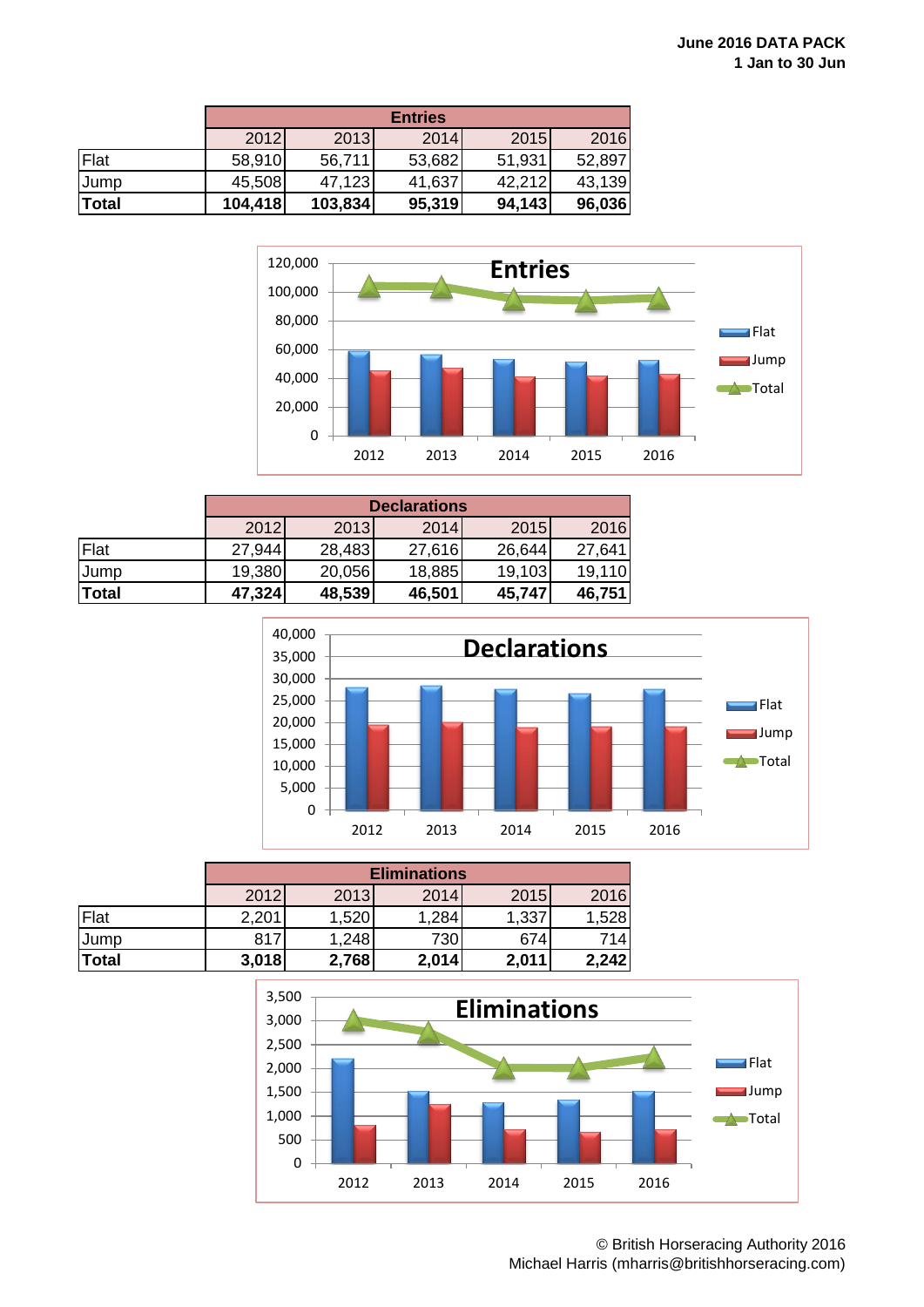June 2016 DATA PACK
1 Jan to 30 Jun

| | Entries | | | | |
|---|---|---|---|---|---|
| | 2012 | 2013 | 2014 | 2015 | 2016 |
| Flat | 58,910 | 56,711 | 53,682 | 51,931 | 52,897 |
| Jump | 45,508 | 47,123 | 41,637 | 42,212 | 43,139 |
| **Total** | **104,418** | **103,834** | **95,319** | **94,143** | **96,036** |

| | Declarations | | | | |
|---|---|---|---|---|---|
| | 2012 | 2013 | 2014 | 2015 | 2016 |
| Flat | 27,944 | 28,483 | 27,616 | 26,644 | 27,641 |
| Jump | 19,380 | 20,056 | 18,885 | 19,103 | 19,110 |
| **Total** | **47,324** | **48,539** | **46,501** | **45,747** | **46,751** |

| | Eliminations | | | | |
|---|---|---|---|---|---|
| | 2012 | 2013 | 2014 | 2015 | 2016 |
| Flat | 2,201 | 1,520 | 1,284 | 1,337 | 1,528 |
| Jump | 817 | 1,248 | 730 | 674 | 714 |
| **Total** | **3,018** | **2,768** | **2,014** | **2,011** | **2,242** |

© British Horseracing Authority 2016
Michael Harris (mharris@britishhorseracing.com)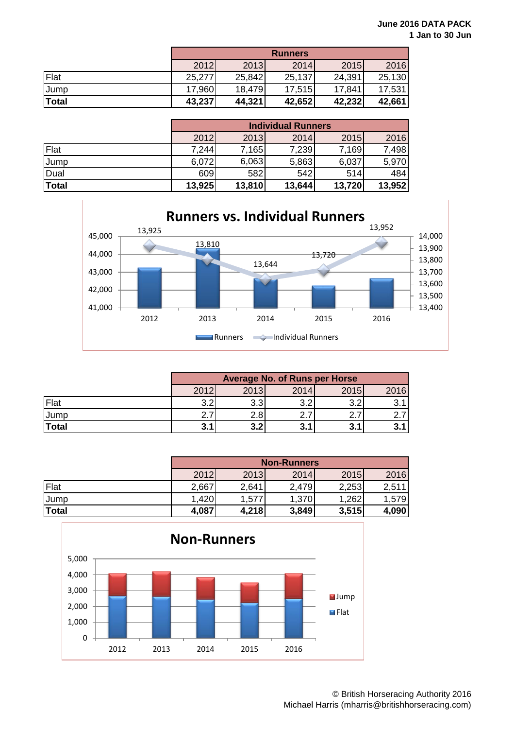**June 2016 DATA PACK**
**1 Jan to 30 Jun**

| | Runners | | | | |
|---|---|---|---|---|---|
| | 2012 | 2013 | 2014 | 2015 | 2016 |
| Flat | 25,277 | 25,842 | 25,137 | 24,391 | 25,130 |
| Jump | 17,960 | 18,479 | 17,515 | 17,841 | 17,531 |
| **Total** | **43,237** | **44,321** | **42,652** | **42,232** | **42,661** |

| | Individual Runners | | | | |
|---|---|---|---|---|---|
| | 2012 | 2013 | 2014 | 2015 | 2016 |
| Flat | 7,244 | 7,165 | 7,239 | 7,169 | 7,498 |
| Jump | 6,072 | 6,063 | 5,863 | 6,037 | 5,970 |
| Dual | 609 | 582 | 542 | 514 | 484 |
| **Total** | **13,925** | **13,810** | **13,644** | **13,720** | **13,952** |

## Runners vs. Individual Runners

| Year | Runners | Individual Runners |
|---|---|---|
| 2012 | 43,237 | 13,925 |
| 2013 | 44,321 | 13,810 |
| 2014 | 42,652 | 13,644 |
| 2015 | 42,232 | 13,720 |
| 2016 | 42,661 | 13,952 |

| | Average No. of Runs per Horse | | | | |
|---|---|---|---|---|---|
| | 2012 | 2013 | 2014 | 2015 | 2016 |
| Flat | 3.2 | 3.3 | 3.2 | 3.2 | 3.1 |
| Jump | 2.7 | 2.8 | 2.7 | 2.7 | 2.7 |
| **Total** | **3.1** | **3.2** | **3.1** | **3.1** | **3.1** |

| | Non-Runners | | | | |
|---|---|---|---|---|---|
| | 2012 | 2013 | 2014 | 2015 | 2016 |
| Flat | 2,667 | 2,641 | 2,479 | 2,253 | 2,511 |
| Jump | 1,420 | 1,577 | 1,370 | 1,262 | 1,579 |
| **Total** | **4,087** | **4,218** | **3,849** | **3,515** | **4,090** |

## Non-Runners

| Year | Flat | Jump |
|---|---|---|
| 2012 | 2,667 | 1,420 |
| 2013 | 2,641 | 1,577 |
| 2014 | 2,479 | 1,370 |
| 2015 | 2,253 | 1,262 |
| 2016 | 2,511 | 1,579 |

© British Horseracing Authority 2016
Michael Harris (mharris@britishhorseracing.com)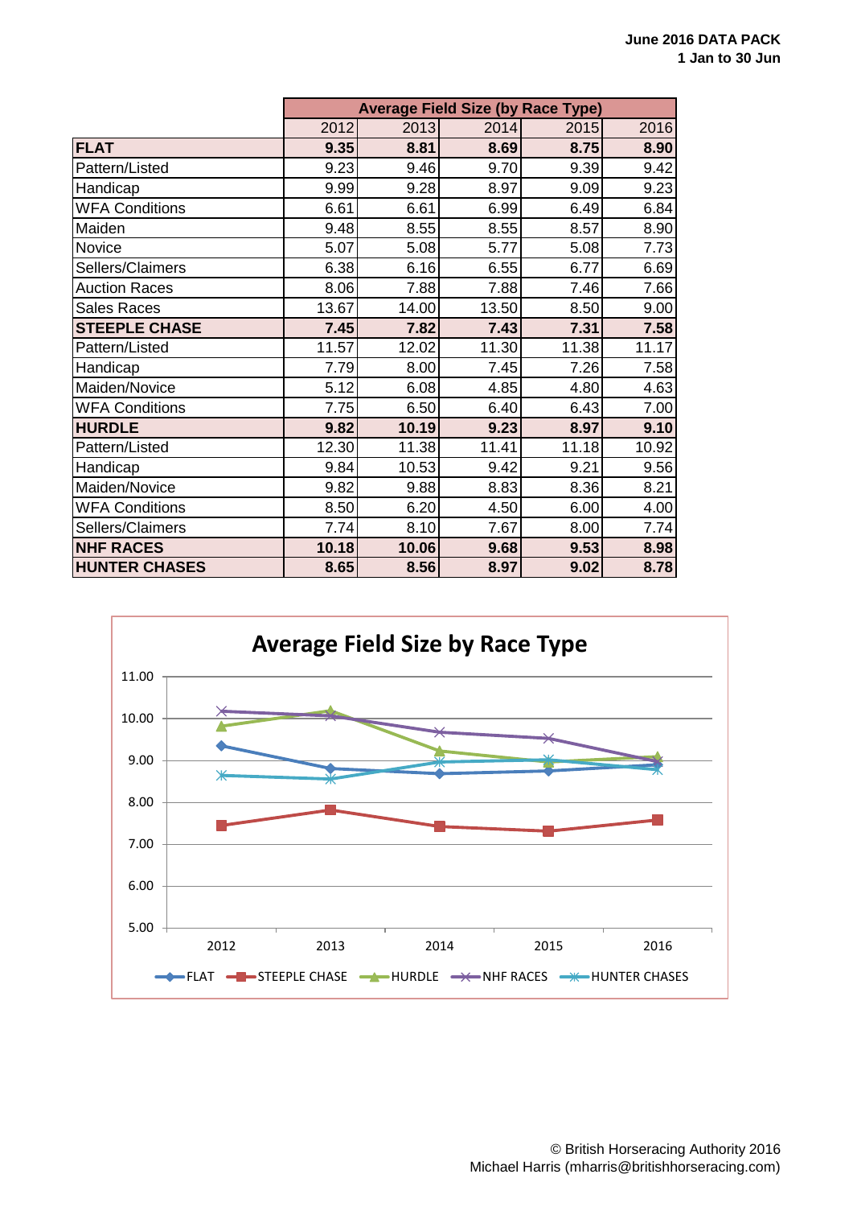**June 2016 DATA PACK**
**1 Jan to 30 Jun**

| | Average Field Size (by Race Type) | | | | |
|---|---|---|---|---|---|
| | 2012 | 2013 | 2014 | 2015 | 2016 |
| **FLAT** | **9.35** | **8.81** | **8.69** | **8.75** | **8.90** |
| Pattern/Listed | 9.23 | 9.46 | 9.70 | 9.39 | 9.42 |
| Handicap | 9.99 | 9.28 | 8.97 | 9.09 | 9.23 |
| WFA Conditions | 6.61 | 6.61 | 6.99 | 6.49 | 6.84 |
| Maiden | 9.48 | 8.55 | 8.55 | 8.57 | 8.90 |
| Novice | 5.07 | 5.08 | 5.77 | 5.08 | 7.73 |
| Sellers/Claimers | 6.38 | 6.16 | 6.55 | 6.77 | 6.69 |
| Auction Races | 8.06 | 7.88 | 7.88 | 7.46 | 7.66 |
| Sales Races | 13.67 | 14.00 | 13.50 | 8.50 | 9.00 |
| **STEEPLE CHASE** | **7.45** | **7.82** | **7.43** | **7.31** | **7.58** |
| Pattern/Listed | 11.57 | 12.02 | 11.30 | 11.38 | 11.17 |
| Handicap | 7.79 | 8.00 | 7.45 | 7.26 | 7.58 |
| Maiden/Novice | 5.12 | 6.08 | 4.85 | 4.80 | 4.63 |
| WFA Conditions | 7.75 | 6.50 | 6.40 | 6.43 | 7.00 |
| **HURDLE** | **9.82** | **10.19** | **9.23** | **8.97** | **9.10** |
| Pattern/Listed | 12.30 | 11.38 | 11.41 | 11.18 | 10.92 |
| Handicap | 9.84 | 10.53 | 9.42 | 9.21 | 9.56 |
| Maiden/Novice | 9.82 | 9.88 | 8.83 | 8.36 | 8.21 |
| WFA Conditions | 8.50 | 6.20 | 4.50 | 6.00 | 4.00 |
| Sellers/Claimers | 7.74 | 8.10 | 7.67 | 8.00 | 7.74 |
| **NHF RACES** | **10.18** | **10.06** | **9.68** | **9.53** | **8.98** |
| **HUNTER CHASES** | **8.65** | **8.56** | **8.97** | **9.02** | **8.78** |

**Average Field Size by Race Type**

© British Horseracing Authority 2016
Michael Harris (mharris@britishhorseracing.com)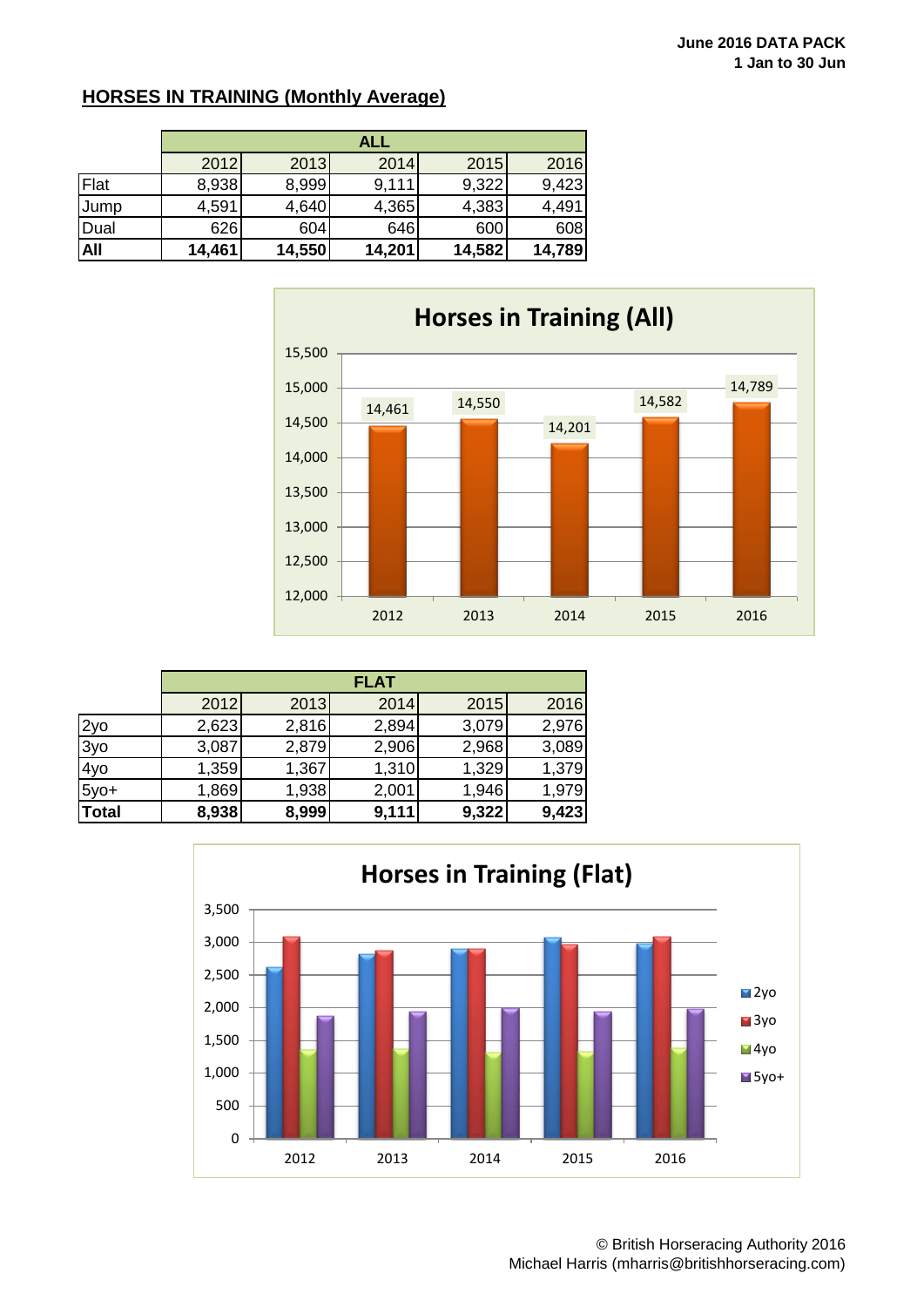June 2016 DATA PACK
1 Jan to 30 Jun

## HORSES IN TRAINING (Monthly Average)

| | ALL | | | | |
|---|---|---|---|---|---|
| | 2012 | 2013 | 2014 | 2015 | 2016 |
| Flat | 8,938 | 8,999 | 9,111 | 9,322 | 9,423 |
| Jump | 4,591 | 4,640 | 4,365 | 4,383 | 4,491 |
| Dual | 626 | 604 | 646 | 600 | 608 |
| **All** | **14,461** | **14,550** | **14,201** | **14,582** | **14,789** |

| | FLAT | | | | |
|---|---|---|---|---|---|
| | 2012 | 2013 | 2014 | 2015 | 2016 |
| 2yo | 2,623 | 2,816 | 2,894 | 3,079 | 2,976 |
| 3yo | 3,087 | 2,879 | 2,906 | 2,968 | 3,089 |
| 4yo | 1,359 | 1,367 | 1,310 | 1,329 | 1,379 |
| 5yo+ | 1,869 | 1,938 | 2,001 | 1,946 | 1,979 |
| **Total** | **8,938** | **8,999** | **9,111** | **9,322** | **9,423** |

© British Horseracing Authority 2016
Michael Harris (mharris@britishhorseracing.com)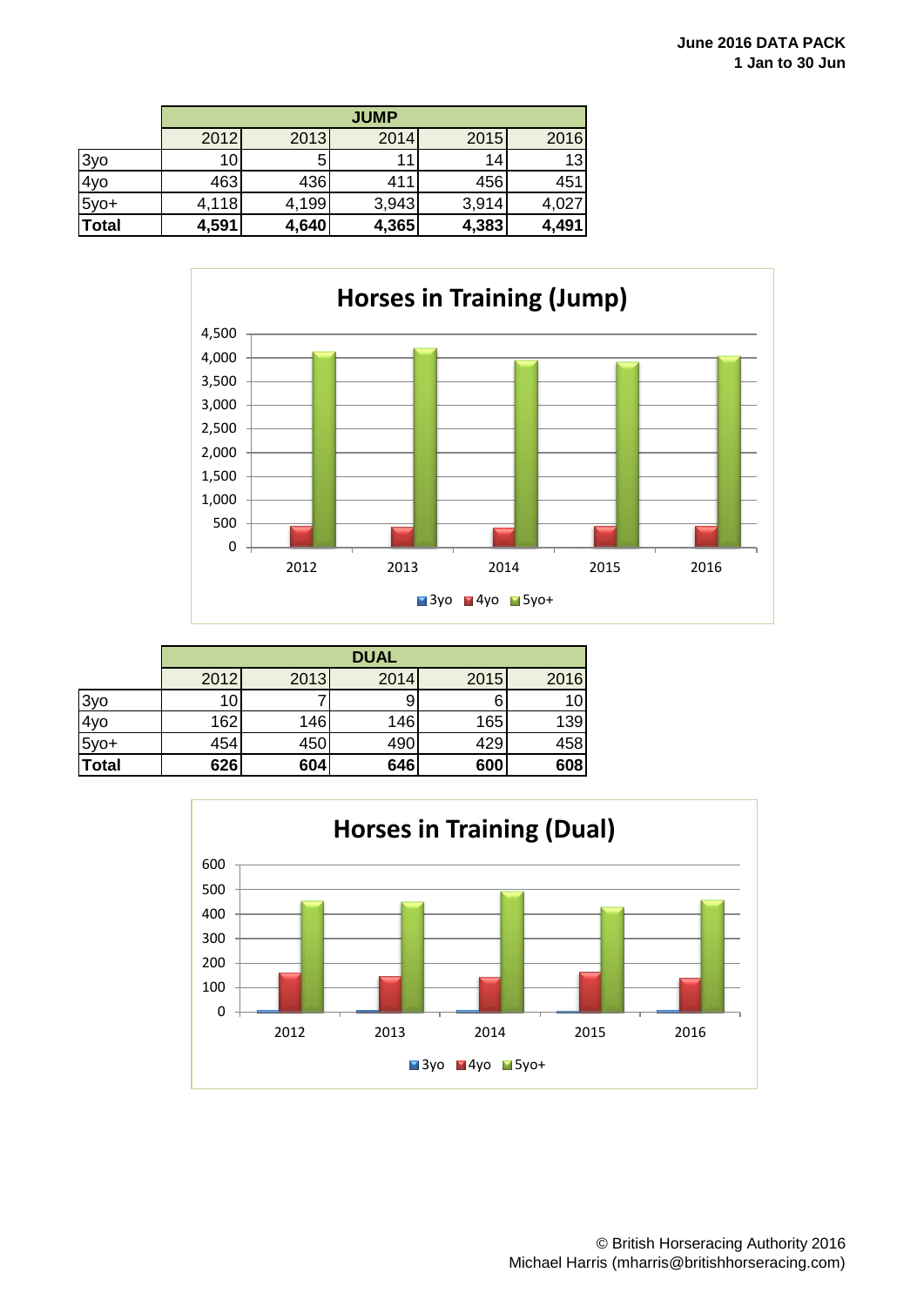June 2016 DATA PACK
1 Jan to 30 Jun

| | JUMP | | | | |
|---|---|---|---|---|---|
| | 2012 | 2013 | 2014 | 2015 | 2016 |
| 3yo | 10 | 5 | 11 | 14 | 13 |
| 4yo | 463 | 436 | 411 | 456 | 451 |
| 5yo+ | 4,118 | 4,199 | 3,943 | 3,914 | 4,027 |
| **Total** | **4,591** | **4,640** | **4,365** | **4,383** | **4,491** |

**Horses in Training (Jump)**

| | JUMP | | | | |
|---|---|---|---|---|---|

| | DUAL | | | | |
|---|---|---|---|---|---|
| | 2012 | 2013 | 2014 | 2015 | 2016 |
| 3yo | 10 | 7 | 9 | 6 | 10 |
| 4yo | 162 | 146 | 146 | 165 | 139 |
| 5yo+ | 454 | 450 | 490 | 429 | 458 |
| **Total** | **626** | **604** | **646** | **600** | **608** |

**Horses in Training (Dual)**

© British Horseracing Authority 2016
Michael Harris (mharris@britishhorseracing.com)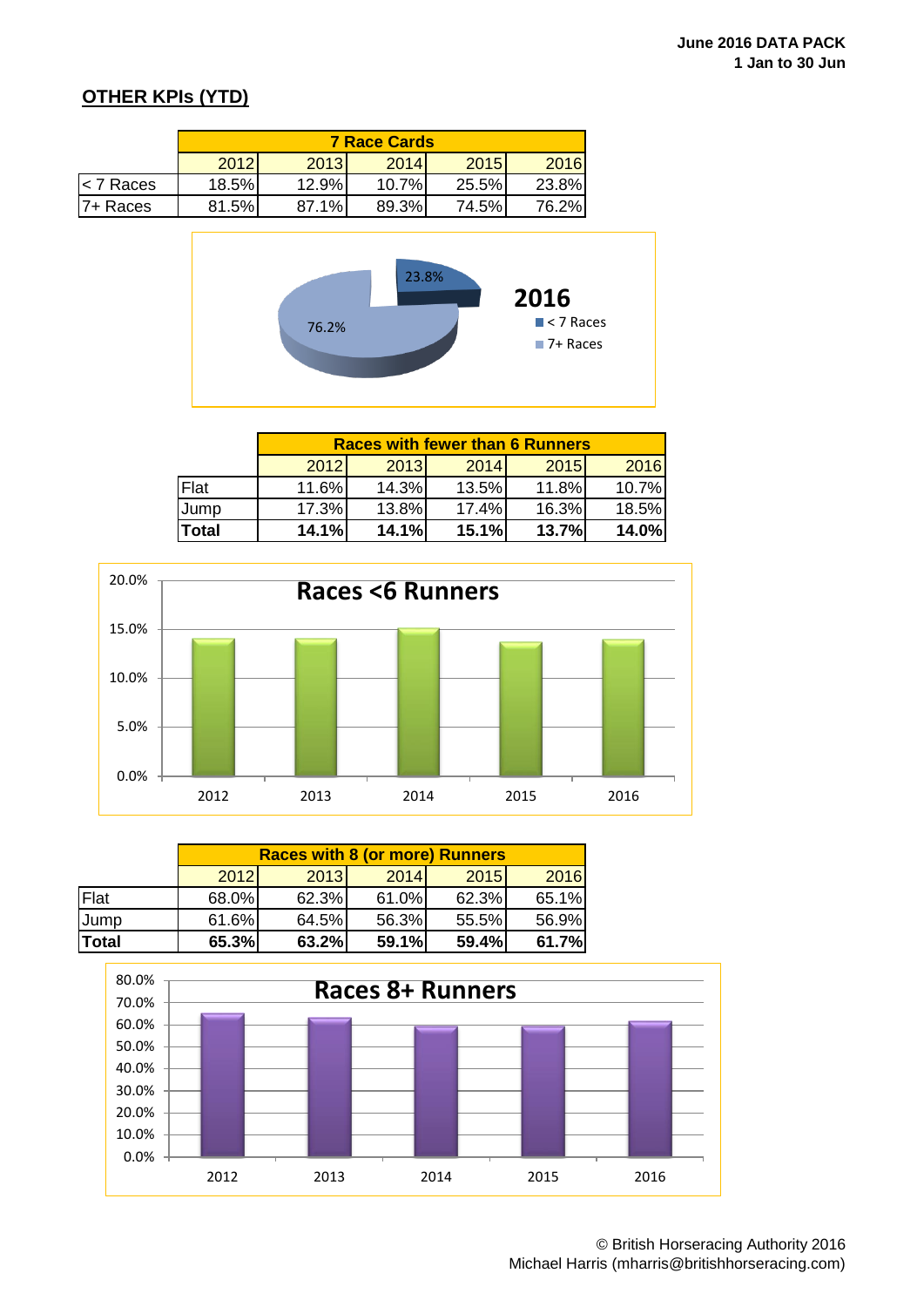June 2016 DATA PACK
1 Jan to 30 Jun

## OTHER KPIs (YTD)

| | 7 Race Cards | | | | |
|---|---|---|---|---|---|
| | 2012 | 2013 | 2014 | 2015 | 2016 |
| < 7 Races | 18.5% | 12.9% | 10.7% | 25.5% | 23.8% |
| 7+ Races | 81.5% | 87.1% | 89.3% | 74.5% | 76.2% |

2016
- < 7 Races: 23.8%
- 7+ Races: 76.2%

| | Races with fewer than 6 Runners | | | | |
|---|---|---|---|---|---|
| | 2012 | 2013 | 2014 | 2015 | 2016 |
| Flat | 11.6% | 14.3% | 13.5% | 11.8% | 10.7% |
| Jump | 17.3% | 13.8% | 17.4% | 16.3% | 18.5% |
| **Total** | **14.1%** | **14.1%** | **15.1%** | **13.7%** | **14.0%** |

Races <6 Runners

| | Races with 8 (or more) Runners | | | | |
|---|---|---|---|---|---|
| | 2012 | 2013 | 2014 | 2015 | 2016 |
| Flat | 68.0% | 62.3% | 61.0% | 62.3% | 65.1% |
| Jump | 61.6% | 64.5% | 56.3% | 55.5% | 56.9% |
| **Total** | **65.3%** | **63.2%** | **59.1%** | **59.4%** | **61.7%** |

Races 8+ Runners

© British Horseracing Authority 2016
Michael Harris (mharris@britishhorseracing.com)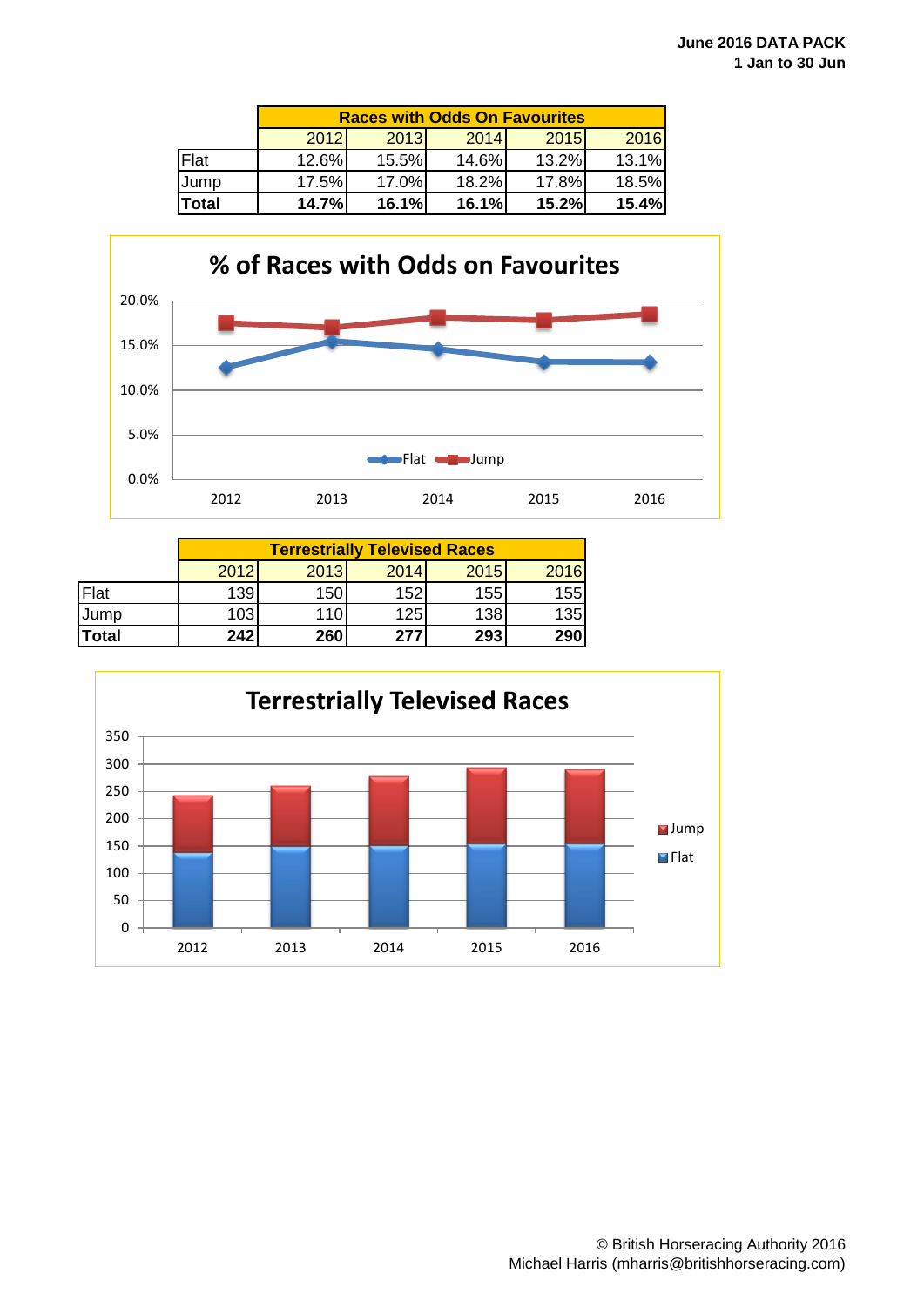| | Races with Odds On Favourites | | | | |
|---|---|---|---|---|---|
| | 2012 | 2013 | 2014 | 2015 | 2016 |
| Flat | 12.6% | 15.5% | 14.6% | 13.2% | 13.1% |
| Jump | 17.5% | 17.0% | 18.2% | 17.8% | 18.5% |
| **Total** | **14.7%** | **16.1%** | **16.1%** | **15.2%** | **15.4%** |

% of Races with Odds on Favourites

20.0%
15.0%
10.0%
5.0%
0.0%

Flat
Jump

2012
2013
2014
2015
2016

| | Terrestrially Televised Races | | | | |
|---|---|---|---|---|---|
| | 2012 | 2013 | 2014 | 2015 | 2016 |
| Flat | 139 | 150 | 152 | 155 | 155 |
| Jump | 103 | 110 | 125 | 138 | 135 |
| **Total** | **242** | **260** | **277** | **293** | **290** |

Terrestrially Televised Races

350
300
250
200
150
100
50
0

Jump
Flat

2012
2013
2014
2015
2016

© British Horseracing Authority 2016
Michael Harris (mharris@britishhorseracing.com)